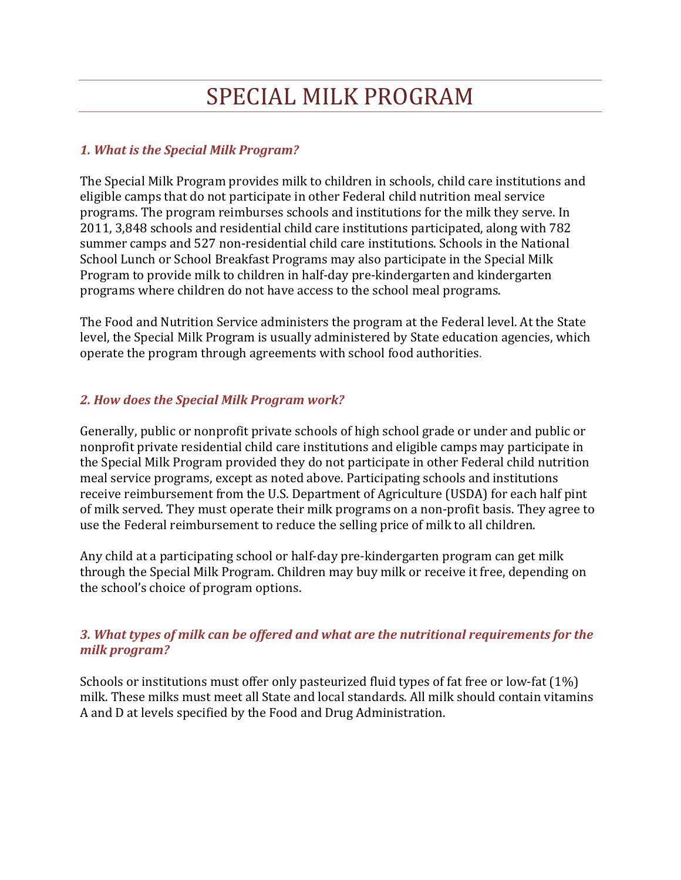# SPECIAL MILK PROGRAM

### *1. What is the Special Milk Program?*

The Special Milk Program provides milk to children in schools, child care institutions and eligible camps that do not participate in other Federal child nutrition meal service programs. The program reimburses schools and institutions for the milk they serve. In 2011, 3,848 schools and residential child care institutions participated, along with 782 summer camps and 527 non-residential child care institutions. Schools in the National School Lunch or School Breakfast Programs may also participate in the Special Milk Program to provide milk to children in half-day pre-kindergarten and kindergarten programs where children do not have access to the school meal programs.

The Food and Nutrition Service administers the program at the Federal level. At the State level, the Special Milk Program is usually administered by State education agencies, which operate the program through agreements with school food authorities.

### *2. How does the Special Milk Program work?*

Generally, public or nonprofit private schools of high school grade or under and public or nonprofit private residential child care institutions and eligible camps may participate in the Special Milk Program provided they do not participate in other Federal child nutrition meal service programs, except as noted above. Participating schools and institutions receive reimbursement from the U.S. Department of Agriculture (USDA) for each half pint of milk served. They must operate their milk programs on a non-profit basis. They agree to use the Federal reimbursement to reduce the selling price of milk to all children.

Any child at a participating school or half-day pre-kindergarten program can get milk through the Special Milk Program. Children may buy milk or receive it free, depending on the school's choice of program options.

### *3. What types of milk can be offered and what are the nutritional requirements for the milk program?*

Schools or institutions must offer only pasteurized fluid types of fat free or low-fat (1%) milk. These milks must meet all State and local standards. All milk should contain vitamins A and D at levels specified by the Food and Drug Administration.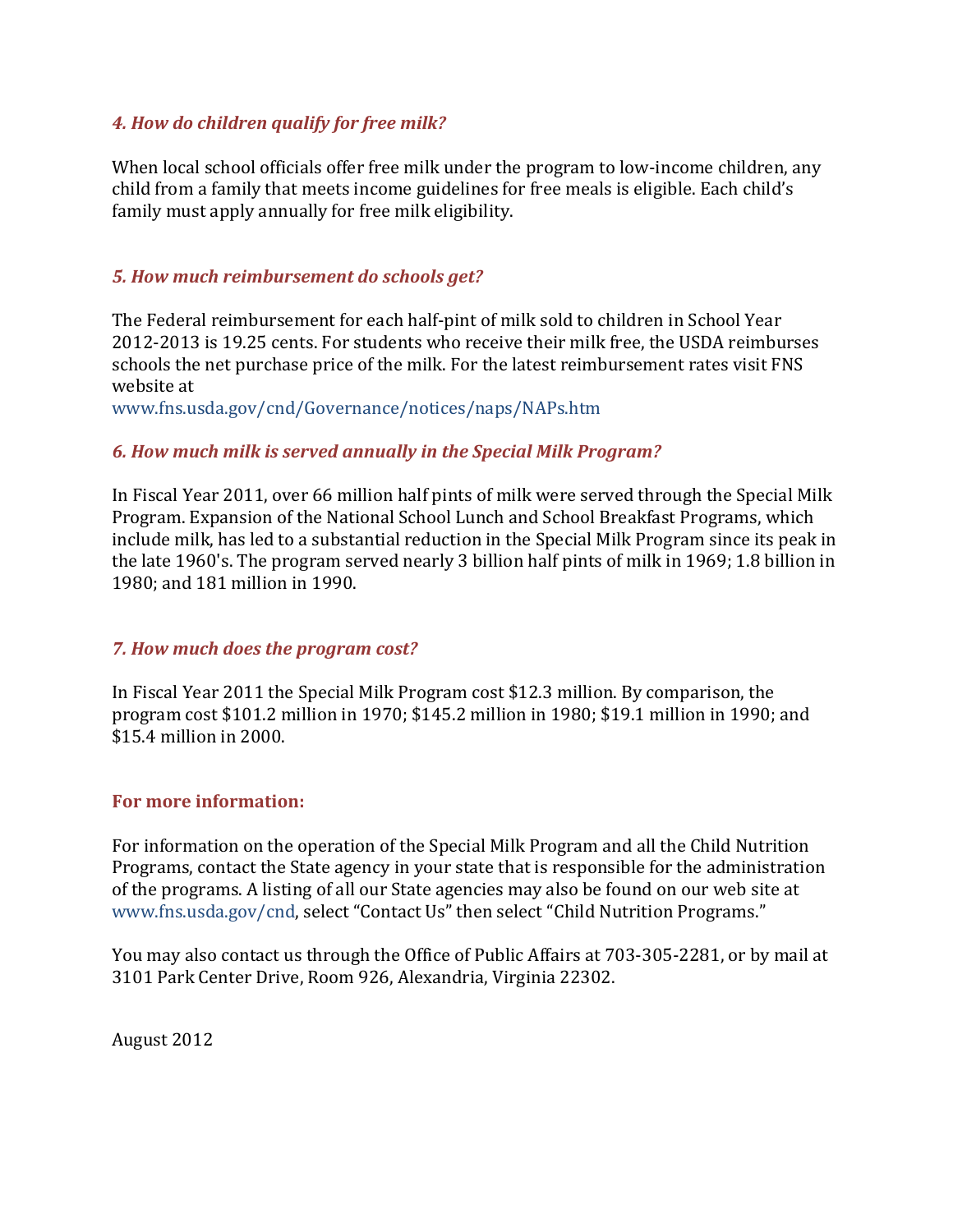### *4. How do children qualify for free milk?*

When local school officials offer free milk under the program to low-income children, any child from a family that meets income guidelines for free meals is eligible. Each child's family must apply annually for free milk eligibility.

### *5. How much reimbursement do schools get?*

The Federal reimbursement for each half-pint of milk sold to children in School Year 2012-2013 is 19.25 cents. For students who receive their milk free, the USDA reimburses schools the net purchase price of the milk. For the latest reimbursement rates visit FNS website at
www.fns.usda.gov/cnd/Governance/notices/naps/NAPs.htm

### *6. How much milk is served annually in the Special Milk Program?*

In Fiscal Year 2011, over 66 million half pints of milk were served through the Special Milk Program. Expansion of the National School Lunch and School Breakfast Programs, which include milk, has led to a substantial reduction in the Special Milk Program since its peak in the late 1960's. The program served nearly 3 billion half pints of milk in 1969; 1.8 billion in 1980; and 181 million in 1990.

### *7. How much does the program cost?*

In Fiscal Year 2011 the Special Milk Program cost $12.3 million. By comparison, the program cost $101.2 million in 1970; $145.2 million in 1980; $19.1 million in 1990; and $15.4 million in 2000.

### For more information:

For information on the operation of the Special Milk Program and all the Child Nutrition Programs, contact the State agency in your state that is responsible for the administration of the programs. A listing of all our State agencies may also be found on our web site at www.fns.usda.gov/cnd, select "Contact Us" then select "Child Nutrition Programs."

You may also contact us through the Office of Public Affairs at 703-305-2281, or by mail at 3101 Park Center Drive, Room 926, Alexandria, Virginia 22302.

August 2012